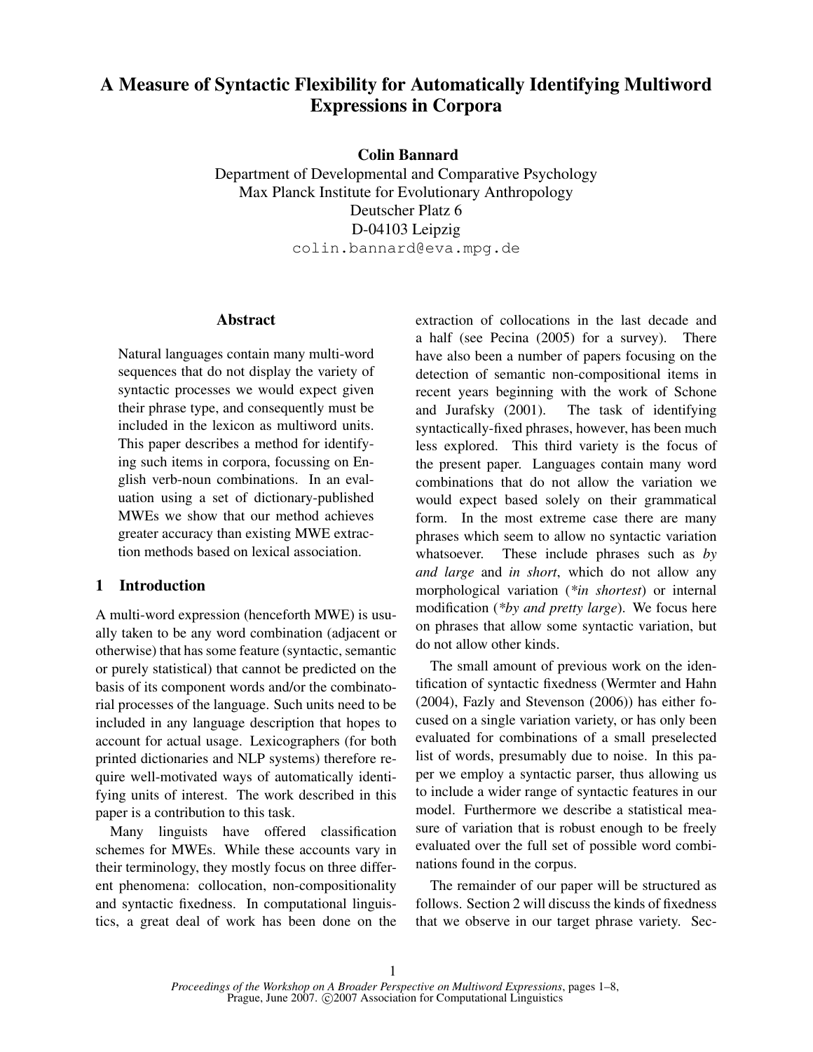# A Measure of Syntactic Flexibility for Automatically Identifying Multiword Expressions in Corpora

**Colin Bannard**
Department of Developmental and Comparative Psychology
Max Planck Institute for Evolutionary Anthropology
Deutscher Platz 6
D-04103 Leipzig
colin.bannard@eva.mpg.de

## Abstract

Natural languages contain many multi-word sequences that do not display the variety of syntactic processes we would expect given their phrase type, and consequently must be included in the lexicon as multiword units. This paper describes a method for identifying such items in corpora, focussing on English verb-noun combinations. In an evaluation using a set of dictionary-published MWEs we show that our method achieves greater accuracy than existing MWE extraction methods based on lexical association.

## 1 Introduction

A multi-word expression (henceforth MWE) is usually taken to be any word combination (adjacent or otherwise) that has some feature (syntactic, semantic or purely statistical) that cannot be predicted on the basis of its component words and/or the combinatorial processes of the language. Such units need to be included in any language description that hopes to account for actual usage. Lexicographers (for both printed dictionaries and NLP systems) therefore require well-motivated ways of automatically identifying units of interest. The work described in this paper is a contribution to this task.

Many linguists have offered classification schemes for MWEs. While these accounts vary in their terminology, they mostly focus on three different phenomena: collocation, non-compositionality and syntactic fixedness. In computational linguistics, a great deal of work has been done on the extraction of collocations in the last decade and a half (see Pecina (2005) for a survey). There have also been a number of papers focusing on the detection of semantic non-compositional items in recent years beginning with the work of Schone and Jurafsky (2001). The task of identifying syntactically-fixed phrases, however, has been much less explored. This third variety is the focus of the present paper. Languages contain many word combinations that do not allow the variation we would expect based solely on their grammatical form. In the most extreme case there are many phrases which seem to allow no syntactic variation whatsoever. These include phrases such as *by and large* and *in short*, which do not allow any morphological variation (*\*in shortest*) or internal modification (*\*by and pretty large*). We focus here on phrases that allow some syntactic variation, but do not allow other kinds.

The small amount of previous work on the identification of syntactic fixedness (Wermter and Hahn (2004), Fazly and Stevenson (2006)) has either focused on a single variation variety, or has only been evaluated for combinations of a small preselected list of words, presumably due to noise. In this paper we employ a syntactic parser, thus allowing us to include a wider range of syntactic features in our model. Furthermore we describe a statistical measure of variation that is robust enough to be freely evaluated over the full set of possible word combinations found in the corpus.

The remainder of our paper will be structured as follows. Section 2 will discuss the kinds of fixedness that we observe in our target phrase variety. Sec-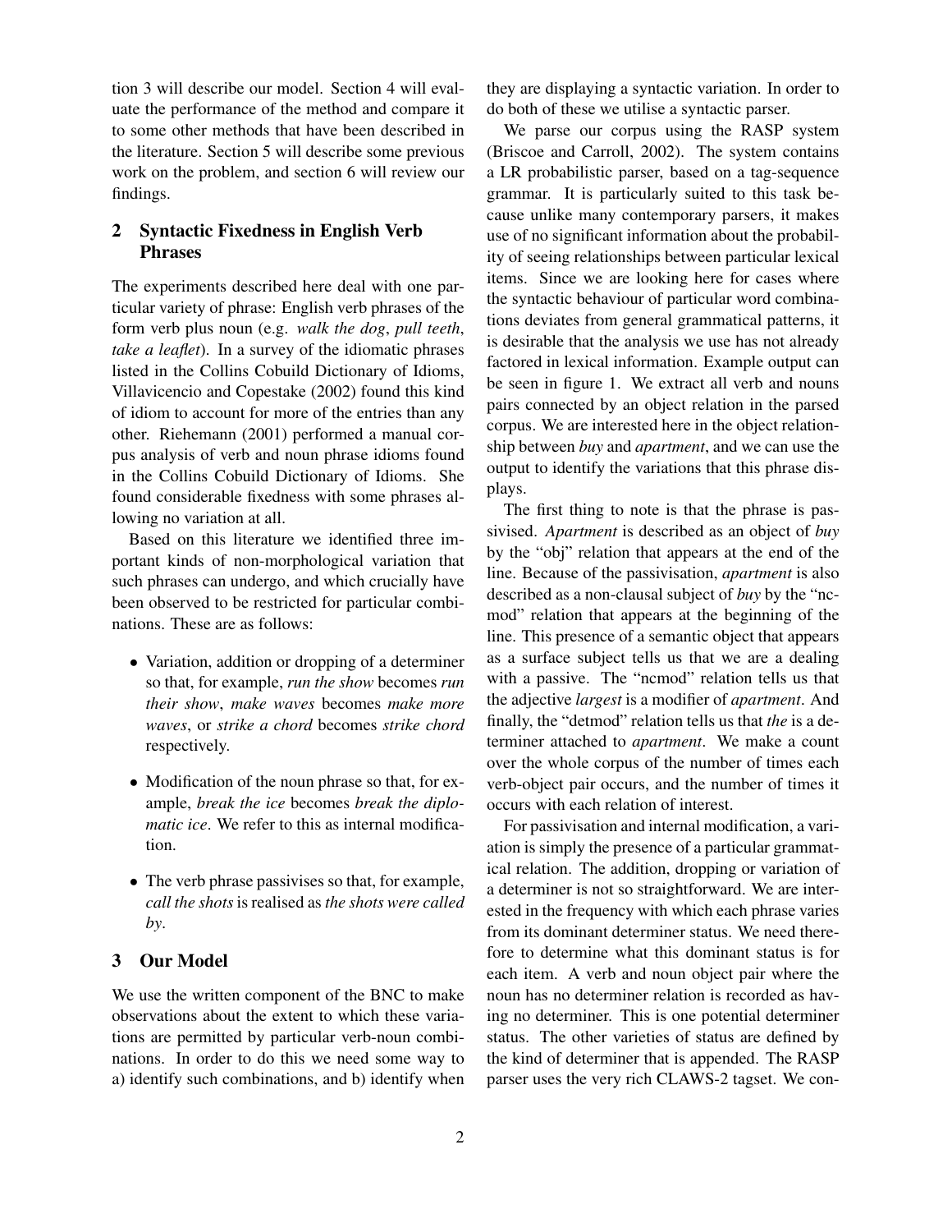tion 3 will describe our model. Section 4 will evaluate the performance of the method and compare it to some other methods that have been described in the literature. Section 5 will describe some previous work on the problem, and section 6 will review our findings.

## 2 Syntactic Fixedness in English Verb Phrases

The experiments described here deal with one particular variety of phrase: English verb phrases of the form verb plus noun (e.g. *walk the dog*, *pull teeth*, *take a leaflet*). In a survey of the idiomatic phrases listed in the Collins Cobuild Dictionary of Idioms, Villavicencio and Copestake (2002) found this kind of idiom to account for more of the entries than any other. Riehemann (2001) performed a manual corpus analysis of verb and noun phrase idioms found in the Collins Cobuild Dictionary of Idioms. She found considerable fixedness with some phrases allowing no variation at all.

Based on this literature we identified three important kinds of non-morphological variation that such phrases can undergo, and which crucially have been observed to be restricted for particular combinations. These are as follows:

- Variation, addition or dropping of a determiner so that, for example, *run the show* becomes *run their show*, *make waves* becomes *make more waves*, or *strike a chord* becomes *strike chord* respectively.
- Modification of the noun phrase so that, for example, *break the ice* becomes *break the diplomatic ice*. We refer to this as internal modification.
- The verb phrase passivises so that, for example, *call the shots* is realised as *the shots were called by*.

## 3 Our Model

We use the written component of the BNC to make observations about the extent to which these variations are permitted by particular verb-noun combinations. In order to do this we need some way to a) identify such combinations, and b) identify when they are displaying a syntactic variation. In order to do both of these we utilise a syntactic parser.

We parse our corpus using the RASP system (Briscoe and Carroll, 2002). The system contains a LR probabilistic parser, based on a tag-sequence grammar. It is particularly suited to this task because unlike many contemporary parsers, it makes use of no significant information about the probability of seeing relationships between particular lexical items. Since we are looking here for cases where the syntactic behaviour of particular word combinations deviates from general grammatical patterns, it is desirable that the analysis we use has not already factored in lexical information. Example output can be seen in figure 1. We extract all verb and nouns pairs connected by an object relation in the parsed corpus. We are interested here in the object relationship between *buy* and *apartment*, and we can use the output to identify the variations that this phrase displays.

The first thing to note is that the phrase is passivised. *Apartment* is described as an object of *buy* by the "obj" relation that appears at the end of the line. Because of the passivisation, *apartment* is also described as a non-clausal subject of *buy* by the "ncmod" relation that appears at the beginning of the line. This presence of a semantic object that appears as a surface subject tells us that we are a dealing with a passive. The "ncmod" relation tells us that the adjective *largest* is a modifier of *apartment*. And finally, the "detmod" relation tells us that *the* is a determiner attached to *apartment*. We make a count over the whole corpus of the number of times each verb-object pair occurs, and the number of times it occurs with each relation of interest.

For passivisation and internal modification, a variation is simply the presence of a particular grammatical relation. The addition, dropping or variation of a determiner is not so straightforward. We are interested in the frequency with which each phrase varies from its dominant determiner status. We need therefore to determine what this dominant status is for each item. A verb and noun object pair where the noun has no determiner relation is recorded as having no determiner. This is one potential determiner status. The other varieties of status are defined by the kind of determiner that is appended. The RASP parser uses the very rich CLAWS-2 tagset. We con-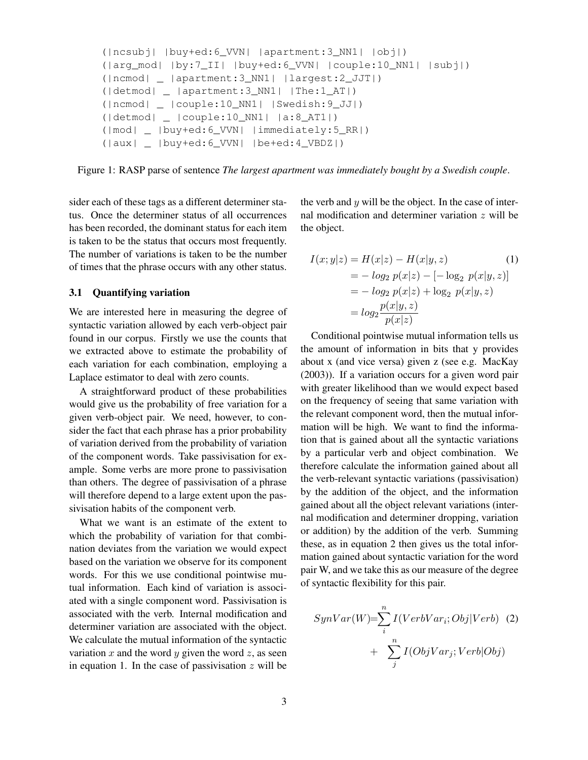```
(|ncsubj| |buy+ed:6_VVN| |apartment:3_NN1| |obj|)
(|arg_mod| |by:7_II| |buy+ed:6_VVN| |couple:10_NN1| |subj|)
(|ncmod| _ |apartment:3_NN1| |largest:2_JJT|)
(|detmod| _ |apartment:3_NN1| |The:1_AT|)
(|ncmod| _ |couple:10_NN1| |Swedish:9_JJ|)
(|detmod| _ |couple:10_NN1| |a:8_AT1|)
(|mod| _ |buy+ed:6_VVN| |immediately:5_RR|)
(|aux| _ |buy+ed:6_VVN| |be+ed:4_VBDZ|)
```

Figure 1: RASP parse of sentence *The largest apartment was immediately bought by a Swedish couple*.

sider each of these tags as a different determiner status. Once the determiner status of all occurrences has been recorded, the dominant status for each item is taken to be the status that occurs most frequently. The number of variations is taken to be the number of times that the phrase occurs with any other status.

### 3.1 Quantifying variation

We are interested here in measuring the degree of syntactic variation allowed by each verb-object pair found in our corpus. Firstly we use the counts that we extracted above to estimate the probability of each variation for each combination, employing a Laplace estimator to deal with zero counts.

A straightforward product of these probabilities would give us the probability of free variation for a given verb-object pair. We need, however, to consider the fact that each phrase has a prior probability of variation derived from the probability of variation of the component words. Take passivisation for example. Some verbs are more prone to passivisation than others. The degree of passivisation of a phrase will therefore depend to a large extent upon the passivisation habits of the component verb.

What we want is an estimate of the extent to which the probability of variation for that combination deviates from the variation we would expect based on the variation we observe for its component words. For this we use conditional pointwise mutual information. Each kind of variation is associated with a single component word. Passivisation is associated with the verb. Internal modification and determiner variation are associated with the object. We calculate the mutual information of the syntactic variation $x$ and the word $y$ given the word $z$, as seen in equation 1. In the case of passivisation $z$ will be the verb and $y$ will be the object. In the case of internal modification and determiner variation $z$ will be the object.

$$
\begin{aligned}
I(x;y|z) &= H(x|z) - H(x|y,z) \qquad (1)\\
&= -\, log_2\, p(x|z) - [-\log_2\, p(x|y,z)]\\
&= -\, log_2\, p(x|z) + \log_2\, p(x|y,z)\\
&= log_2 \frac{p(x|y,z)}{p(x|z)}
\end{aligned}
$$

Conditional pointwise mutual information tells us the amount of information in bits that y provides about x (and vice versa) given z (see e.g. MacKay (2003)). If a variation occurs for a given word pair with greater likelihood than we would expect based on the frequency of seeing that same variation with the relevant component word, then the mutual information will be high. We want to find the information that is gained about all the syntactic variations by a particular verb and object combination. We therefore calculate the information gained about all the verb-relevant syntactic variations (passivisation) by the addition of the object, and the information gained about all the object relevant variations (internal modification and determiner dropping, variation or addition) by the addition of the verb. Summing these, as in equation 2 then gives us the total information gained about syntactic variation for the word pair W, and we take this as our measure of the degree of syntactic flexibility for this pair.

$$
SynVar(W) = \sum_{i}^{n} I(VerbVar_i; Obj|Verb) + \sum_{j}^{n} I(ObjVar_j; Verb|Obj) \qquad (2)
$$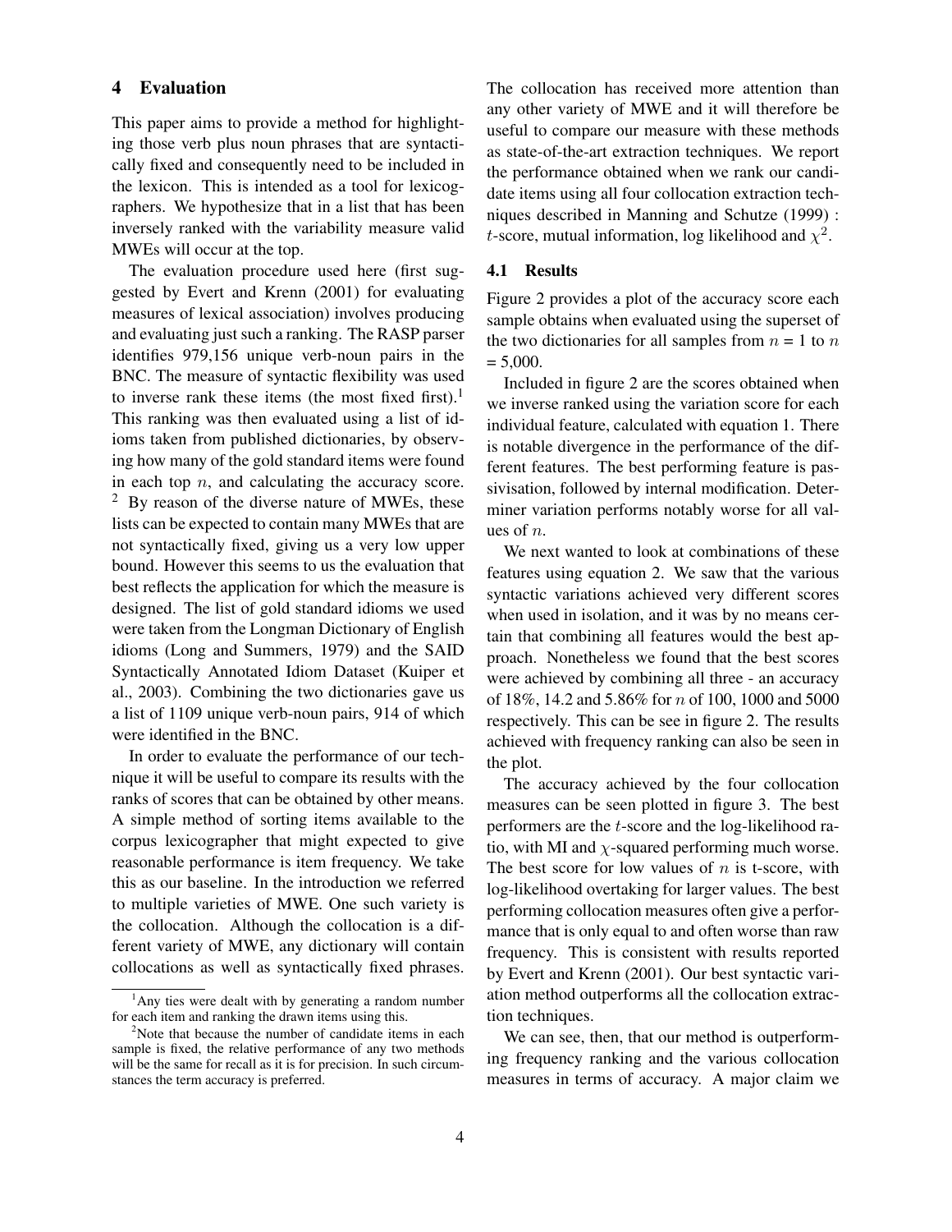## 4 Evaluation

This paper aims to provide a method for highlighting those verb plus noun phrases that are syntactically fixed and consequently need to be included in the lexicon. This is intended as a tool for lexicographers. We hypothesize that in a list that has been inversely ranked with the variability measure valid MWEs will occur at the top.

The evaluation procedure used here (first suggested by Evert and Krenn (2001) for evaluating measures of lexical association) involves producing and evaluating just such a ranking. The RASP parser identifies 979,156 unique verb-noun pairs in the BNC. The measure of syntactic flexibility was used to inverse rank these items (the most fixed first).[1] This ranking was then evaluated using a list of idioms taken from published dictionaries, by observing how many of the gold standard items were found in each top $n$, and calculating the accuracy score. [2] By reason of the diverse nature of MWEs, these lists can be expected to contain many MWEs that are not syntactically fixed, giving us a very low upper bound. However this seems to us the evaluation that best reflects the application for which the measure is designed. The list of gold standard idioms we used were taken from the Longman Dictionary of English idioms (Long and Summers, 1979) and the SAID Syntactically Annotated Idiom Dataset (Kuiper et al., 2003). Combining the two dictionaries gave us a list of 1109 unique verb-noun pairs, 914 of which were identified in the BNC.

In order to evaluate the performance of our technique it will be useful to compare its results with the ranks of scores that can be obtained by other means. A simple method of sorting items available to the corpus lexicographer that might expected to give reasonable performance is item frequency. We take this as our baseline. In the introduction we referred to multiple varieties of MWE. One such variety is the collocation. Although the collocation is a different variety of MWE, any dictionary will contain collocations as well as syntactically fixed phrases. The collocation has received more attention than any other variety of MWE and it will therefore be useful to compare our measure with these methods as state-of-the-art extraction techniques. We report the performance obtained when we rank our candidate items using all four collocation extraction techniques described in Manning and Schutze (1999) : $t$-score, mutual information, log likelihood and $\chi^2$.

### 4.1 Results

Figure 2 provides a plot of the accuracy score each sample obtains when evaluated using the superset of the two dictionaries for all samples from $n$ = 1 to $n$ = 5,000.

Included in figure 2 are the scores obtained when we inverse ranked using the variation score for each individual feature, calculated with equation 1. There is notable divergence in the performance of the different features. The best performing feature is passivisation, followed by internal modification. Determiner variation performs notably worse for all values of $n$.

We next wanted to look at combinations of these features using equation 2. We saw that the various syntactic variations achieved very different scores when used in isolation, and it was by no means certain that combining all features would the best approach. Nonetheless we found that the best scores were achieved by combining all three - an accuracy of 18%, 14.2 and 5.86% for $n$ of 100, 1000 and 5000 respectively. This can be see in figure 2. The results achieved with frequency ranking can also be seen in the plot.

The accuracy achieved by the four collocation measures can be seen plotted in figure 3. The best performers are the $t$-score and the log-likelihood ratio, with MI and $\chi$-squared performing much worse. The best score for low values of $n$ is t-score, with log-likelihood overtaking for larger values. The best performing collocation measures often give a performance that is only equal to and often worse than raw frequency. This is consistent with results reported by Evert and Krenn (2001). Our best syntactic variation method outperforms all the collocation extraction techniques.

We can see, then, that our method is outperforming frequency ranking and the various collocation measures in terms of accuracy. A major claim we

[1] Any ties were dealt with by generating a random number for each item and ranking the drawn items using this.

[2] Note that because the number of candidate items in each sample is fixed, the relative performance of any two methods will be the same for recall as it is for precision. In such circumstances the term accuracy is preferred.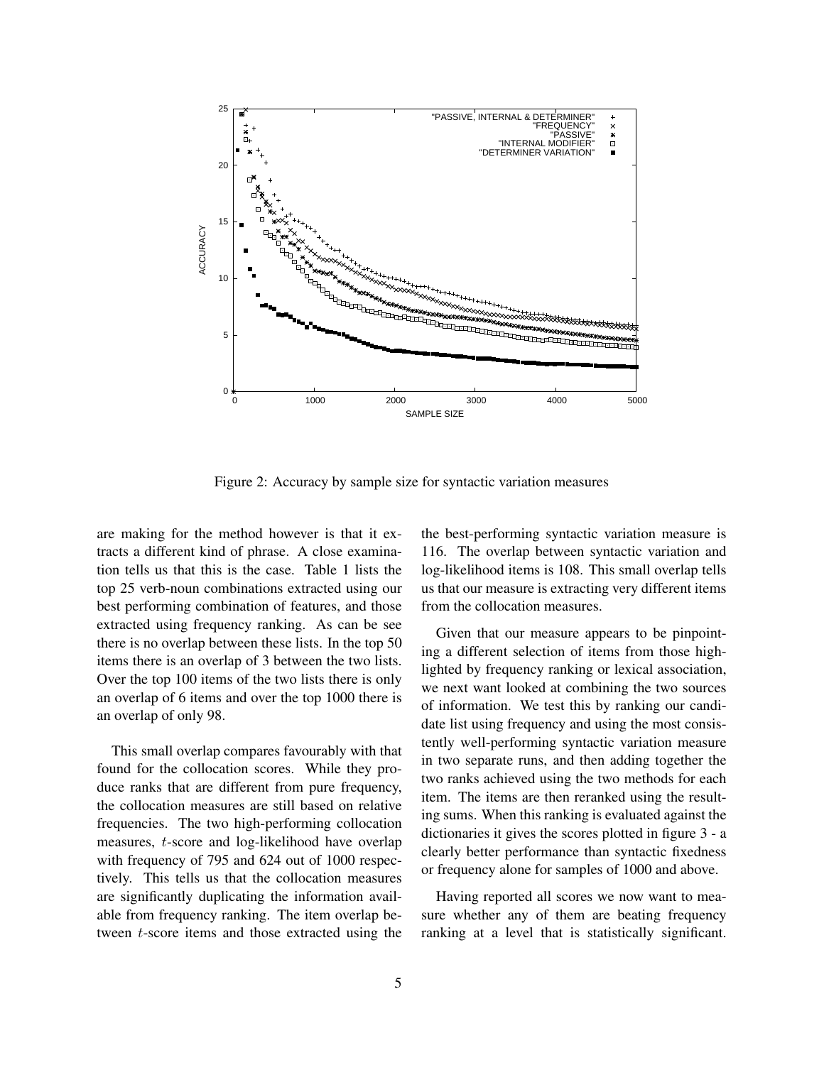Figure 2: Accuracy by sample size for syntactic variation measures

are making for the method however is that it extracts a different kind of phrase. A close examination tells us that this is the case. Table 1 lists the top 25 verb-noun combinations extracted using our best performing combination of features, and those extracted using frequency ranking. As can be see there is no overlap between these lists. In the top 50 items there is an overlap of 3 between the two lists. Over the top 100 items of the two lists there is only an overlap of 6 items and over the top 1000 there is an overlap of only 98.

This small overlap compares favourably with that found for the collocation scores. While they produce ranks that are different from pure frequency, the collocation measures are still based on relative frequencies. The two high-performing collocation measures, $t$-score and log-likelihood have overlap with frequency of 795 and 624 out of 1000 respectively. This tells us that the collocation measures are significantly duplicating the information available from frequency ranking. The item overlap between $t$-score items and those extracted using the the best-performing syntactic variation measure is 116. The overlap between syntactic variation and log-likelihood items is 108. This small overlap tells us that our measure is extracting very different items from the collocation measures.

Given that our measure appears to be pinpointing a different selection of items from those highlighted by frequency ranking or lexical association, we next want looked at combining the two sources of information. We test this by ranking our candidate list using frequency and using the most consistently well-performing syntactic variation measure in two separate runs, and then adding together the two ranks achieved using the two methods for each item. The items are then reranked using the resulting sums. When this ranking is evaluated against the dictionaries it gives the scores plotted in figure 3 - a clearly better performance than syntactic fixedness or frequency alone for samples of 1000 and above.

Having reported all scores we now want to measure whether any of them are beating frequency ranking at a level that is statistically significant.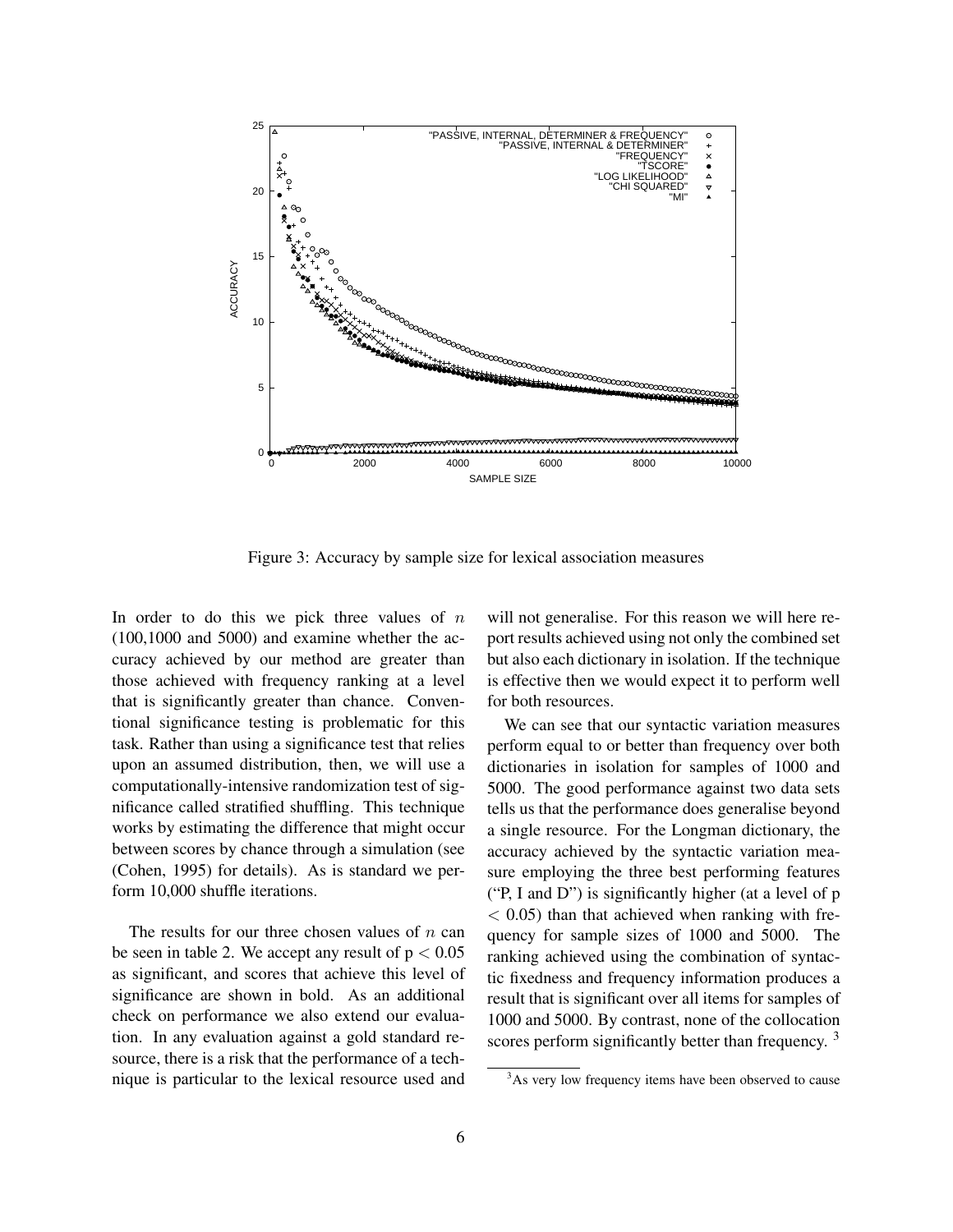Figure 3: Accuracy by sample size for lexical association measures

In order to do this we pick three values of $n$ (100,1000 and 5000) and examine whether the accuracy achieved by our method are greater than those achieved with frequency ranking at a level that is significantly greater than chance. Conventional significance testing is problematic for this task. Rather than using a significance test that relies upon an assumed distribution, then, we will use a computationally-intensive randomization test of significance called stratified shuffling. This technique works by estimating the difference that might occur between scores by chance through a simulation (see (Cohen, 1995) for details). As is standard we perform 10,000 shuffle iterations.

The results for our three chosen values of $n$ can be seen in table 2. We accept any result of $p < 0.05$ as significant, and scores that achieve this level of significance are shown in bold. As an additional check on performance we also extend our evaluation. In any evaluation against a gold standard resource, there is a risk that the performance of a technique is particular to the lexical resource used and will not generalise. For this reason we will here report results achieved using not only the combined set but also each dictionary in isolation. If the technique is effective then we would expect it to perform well for both resources.

We can see that our syntactic variation measures perform equal to or better than frequency over both dictionaries in isolation for samples of 1000 and 5000. The good performance against two data sets tells us that the performance does generalise beyond a single resource. For the Longman dictionary, the accuracy achieved by the syntactic variation measure employing the three best performing features ("P, I and D") is significantly higher (at a level of $p < 0.05$) than that achieved when ranking with frequency for sample sizes of 1000 and 5000. The ranking achieved using the combination of syntactic fixedness and frequency information produces a result that is significant over all items for samples of 1000 and 5000. By contrast, none of the collocation scores perform significantly better than frequency. [3]

[3]As very low frequency items have been observed to cause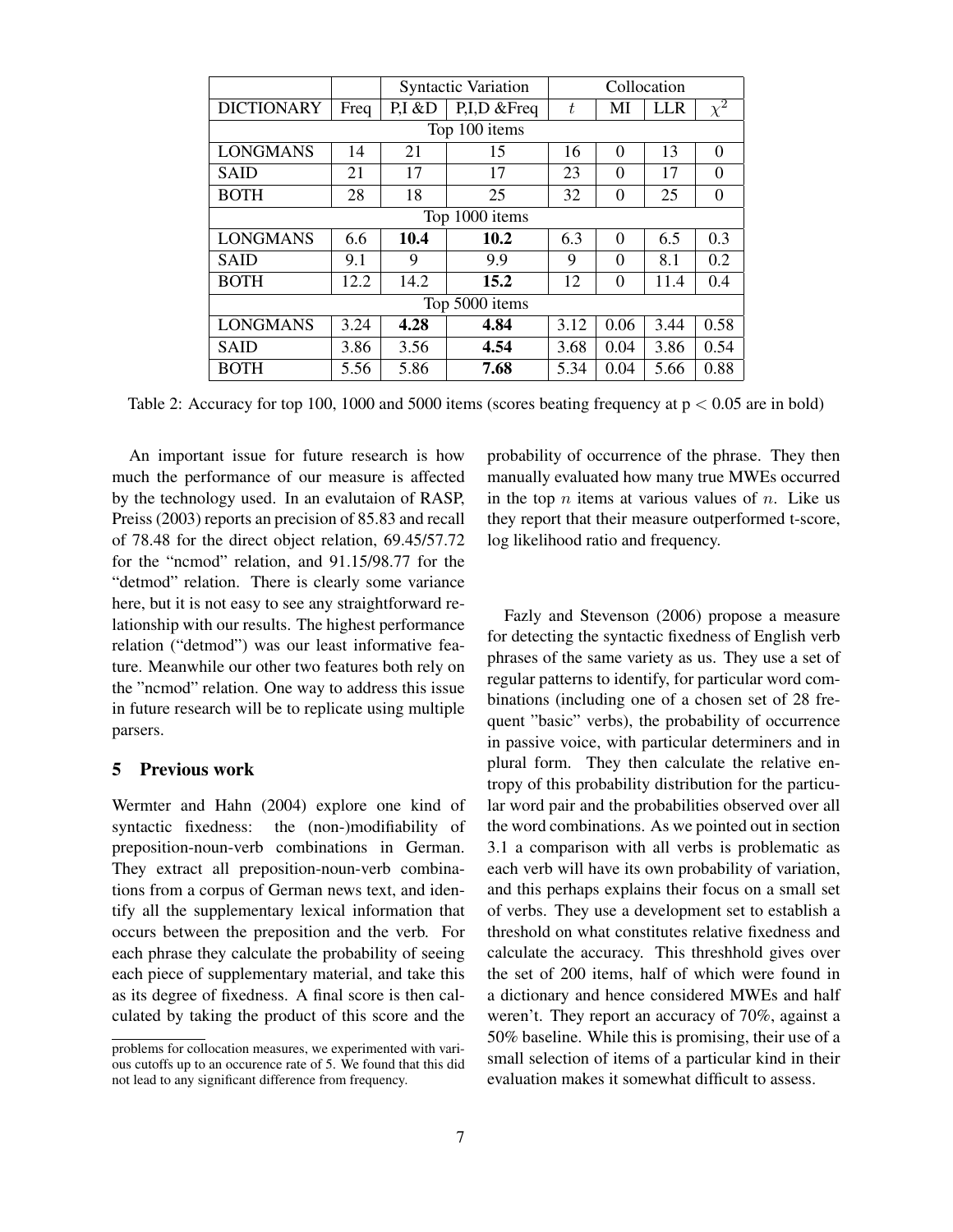| | | Syntactic Variation | | Collocation | | | |
|---|---|---|---|---|---|---|---|
| DICTIONARY | Freq | P,I &D | P,I,D &Freq | $t$ | MI | LLR | $\chi^2$ |
| Top 100 items | | | | | | | |
| LONGMANS | 14 | 21 | 15 | 16 | 0 | 13 | 0 |
| SAID | 21 | 17 | 17 | 23 | 0 | 17 | 0 |
| BOTH | 28 | 18 | 25 | 32 | 0 | 25 | 0 |
| Top 1000 items | | | | | | | |
| LONGMANS | 6.6 | **10.4** | **10.2** | 6.3 | 0 | 6.5 | 0.3 |
| SAID | 9.1 | 9 | 9.9 | 9 | 0 | 8.1 | 0.2 |
| BOTH | 12.2 | 14.2 | **15.2** | 12 | 0 | 11.4 | 0.4 |
| Top 5000 items | | | | | | | |
| LONGMANS | 3.24 | **4.28** | **4.84** | 3.12 | 0.06 | 3.44 | 0.58 |
| SAID | 3.86 | 3.56 | **4.54** | 3.68 | 0.04 | 3.86 | 0.54 |
| BOTH | 5.56 | 5.86 | **7.68** | 5.34 | 0.04 | 5.66 | 0.88 |

Table 2: Accuracy for top 100, 1000 and 5000 items (scores beating frequency at $p < 0.05$ are in bold)

An important issue for future research is how much the performance of our measure is affected by the technology used. In an evalutaion of RASP, Preiss (2003) reports an precision of 85.83 and recall of 78.48 for the direct object relation, 69.45/57.72 for the "ncmod" relation, and 91.15/98.77 for the "detmod" relation. There is clearly some variance here, but it is not easy to see any straightforward relationship with our results. The highest performance relation ("detmod") was our least informative feature. Meanwhile our other two features both rely on the "ncmod" relation. One way to address this issue in future research will be to replicate using multiple parsers.

## 5 Previous work

Wermter and Hahn (2004) explore one kind of syntactic fixedness: the (non-)modifiability of preposition-noun-verb combinations in German. They extract all preposition-noun-verb combinations from a corpus of German news text, and identify all the supplementary lexical information that occurs between the preposition and the verb. For each phrase they calculate the probability of seeing each piece of supplementary material, and take this as its degree of fixedness. A final score is then calculated by taking the product of this score and the probability of occurrence of the phrase. They then manually evaluated how many true MWEs occurred in the top $n$ items at various values of $n$. Like us they report that their measure outperformed t-score, log likelihood ratio and frequency.

Fazly and Stevenson (2006) propose a measure for detecting the syntactic fixedness of English verb phrases of the same variety as us. They use a set of regular patterns to identify, for particular word combinations (including one of a chosen set of 28 frequent "basic" verbs), the probability of occurrence in passive voice, with particular determiners and in plural form. They then calculate the relative entropy of this probability distribution for the particular word pair and the probabilities observed over all the word combinations. As we pointed out in section 3.1 a comparison with all verbs is problematic as each verb will have its own probability of variation, and this perhaps explains their focus on a small set of verbs. They use a development set to establish a threshold on what constitutes relative fixedness and calculate the accuracy. This threshhold gives over the set of 200 items, half of which were found in a dictionary and hence considered MWEs and half weren't. They report an accuracy of 70%, against a 50% baseline. While this is promising, their use of a small selection of items of a particular kind in their evaluation makes it somewhat difficult to assess.

problems for collocation measures, we experimented with various cutoffs up to an occurence rate of 5. We found that this did not lead to any significant difference from frequency.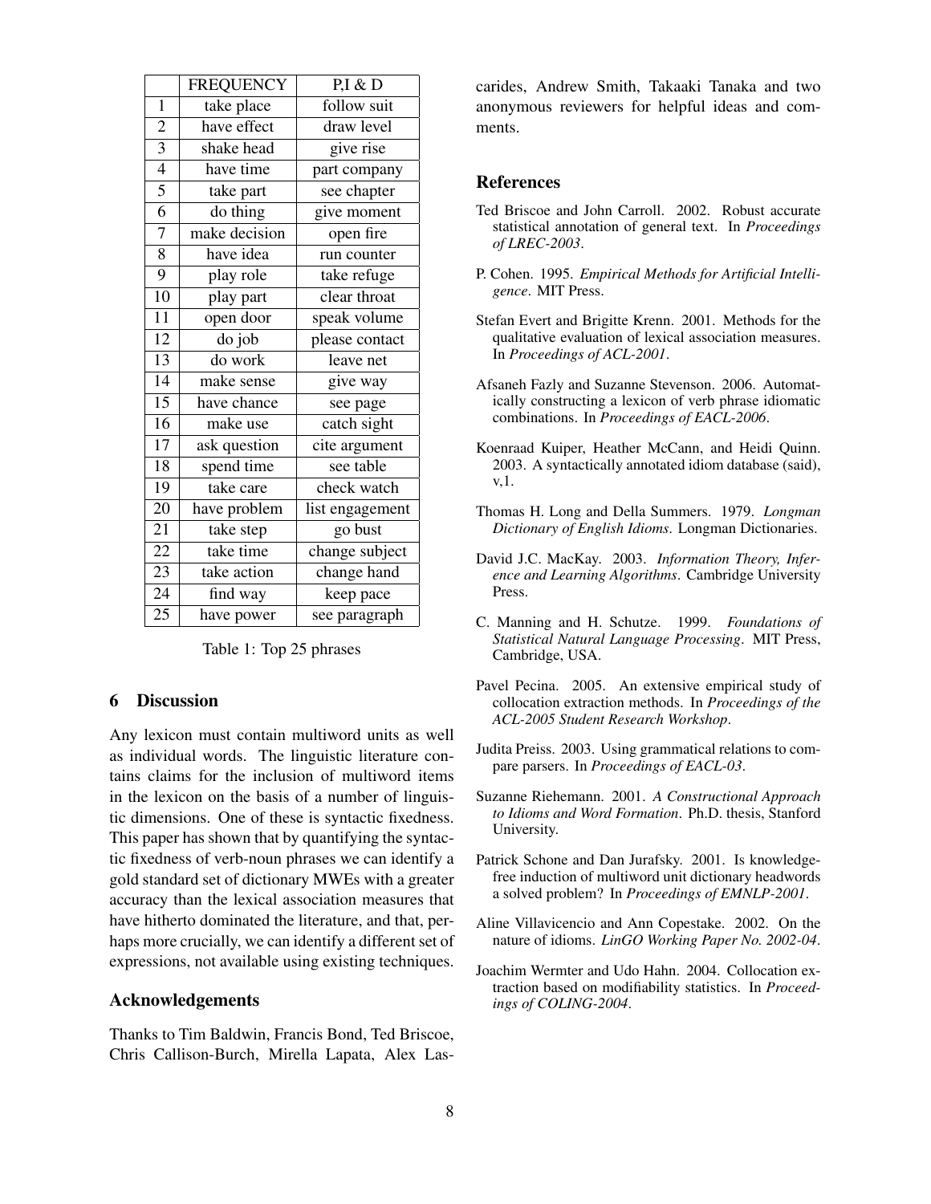| | FREQUENCY | P,I & D |
|---|---|---|
| 1 | take place | follow suit |
| 2 | have effect | draw level |
| 3 | shake head | give rise |
| 4 | have time | part company |
| 5 | take part | see chapter |
| 6 | do thing | give moment |
| 7 | make decision | open fire |
| 8 | have idea | run counter |
| 9 | play role | take refuge |
| 10 | play part | clear throat |
| 11 | open door | speak volume |
| 12 | do job | please contact |
| 13 | do work | leave net |
| 14 | make sense | give way |
| 15 | have chance | see page |
| 16 | make use | catch sight |
| 17 | ask question | cite argument |
| 18 | spend time | see table |
| 19 | take care | check watch |
| 20 | have problem | list engagement |
| 21 | take step | go bust |
| 22 | take time | change subject |
| 23 | take action | change hand |
| 24 | find way | keep pace |
| 25 | have power | see paragraph |

Table 1: Top 25 phrases

## 6 Discussion

Any lexicon must contain multiword units as well as individual words. The linguistic literature contains claims for the inclusion of multiword items in the lexicon on the basis of a number of linguistic dimensions. One of these is syntactic fixedness. This paper has shown that by quantifying the syntactic fixedness of verb-noun phrases we can identify a gold standard set of dictionary MWEs with a greater accuracy than the lexical association measures that have hitherto dominated the literature, and that, perhaps more crucially, we can identify a different set of expressions, not available using existing techniques.

## Acknowledgements

Thanks to Tim Baldwin, Francis Bond, Ted Briscoe, Chris Callison-Burch, Mirella Lapata, Alex Lascarides, Andrew Smith, Takaaki Tanaka and two anonymous reviewers for helpful ideas and comments.

## References

Ted Briscoe and John Carroll. 2002. Robust accurate statistical annotation of general text. In *Proceedings of LREC-2003*.

P. Cohen. 1995. *Empirical Methods for Artificial Intelligence*. MIT Press.

Stefan Evert and Brigitte Krenn. 2001. Methods for the qualitative evaluation of lexical association measures. In *Proceedings of ACL-2001*.

Afsaneh Fazly and Suzanne Stevenson. 2006. Automatically constructing a lexicon of verb phrase idiomatic combinations. In *Proceedings of EACL-2006*.

Koenraad Kuiper, Heather McCann, and Heidi Quinn. 2003. A syntactically annotated idiom database (said), v,1.

Thomas H. Long and Della Summers. 1979. *Longman Dictionary of English Idioms*. Longman Dictionaries.

David J.C. MacKay. 2003. *Information Theory, Inference and Learning Algorithms*. Cambridge University Press.

C. Manning and H. Schutze. 1999. *Foundations of Statistical Natural Language Processing*. MIT Press, Cambridge, USA.

Pavel Pecina. 2005. An extensive empirical study of collocation extraction methods. In *Proceedings of the ACL-2005 Student Research Workshop*.

Judita Preiss. 2003. Using grammatical relations to compare parsers. In *Proceedings of EACL-03*.

Suzanne Riehemann. 2001. *A Constructional Approach to Idioms and Word Formation*. Ph.D. thesis, Stanford University.

Patrick Schone and Dan Jurafsky. 2001. Is knowledge-free induction of multiword unit dictionary headwords a solved problem? In *Proceedings of EMNLP-2001*.

Aline Villavicencio and Ann Copestake. 2002. On the nature of idioms. *LinGO Working Paper No. 2002-04*.

Joachim Wermter and Udo Hahn. 2004. Collocation extraction based on modifiability statistics. In *Proceedings of COLING-2004*.